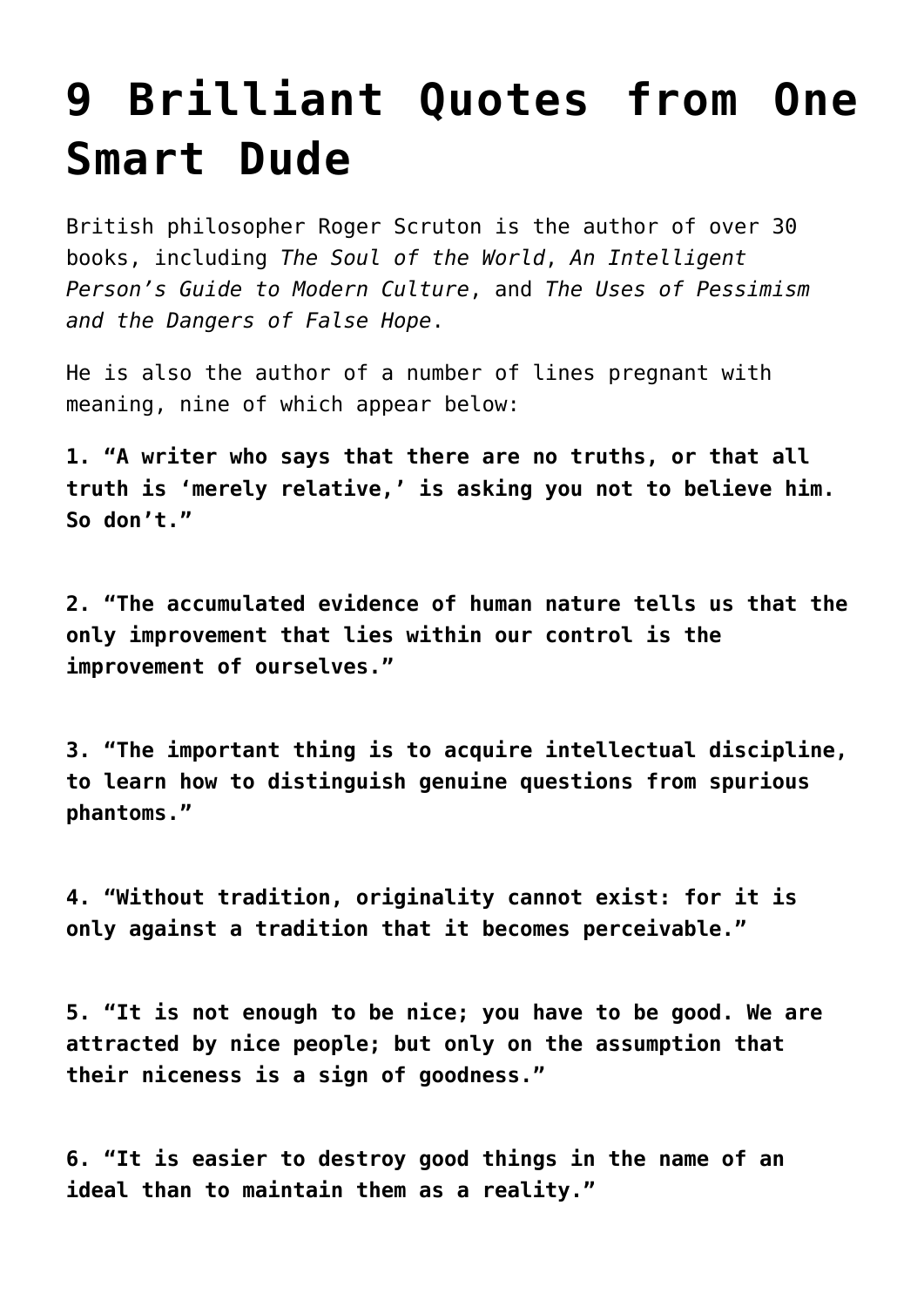# 9 Brilliant Quotes from One Smart Dude

British philosopher Roger Scruton is the author of over 30 books, including *The Soul of the World*, *An Intelligent Person's Guide to Modern Culture*, and *The Uses of Pessimism and the Dangers of False Hope*.

He is also the author of a number of lines pregnant with meaning, nine of which appear below:

**1. "A writer who says that there are no truths, or that all truth is 'merely relative,' is asking you not to believe him. So don't."**

**2. "The accumulated evidence of human nature tells us that the only improvement that lies within our control is the improvement of ourselves."**

**3. "The important thing is to acquire intellectual discipline, to learn how to distinguish genuine questions from spurious phantoms."**

**4. "Without tradition, originality cannot exist: for it is only against a tradition that it becomes perceivable."**

**5. "It is not enough to be nice; you have to be good. We are attracted by nice people; but only on the assumption that their niceness is a sign of goodness."**

**6. "It is easier to destroy good things in the name of an ideal than to maintain them as a reality."**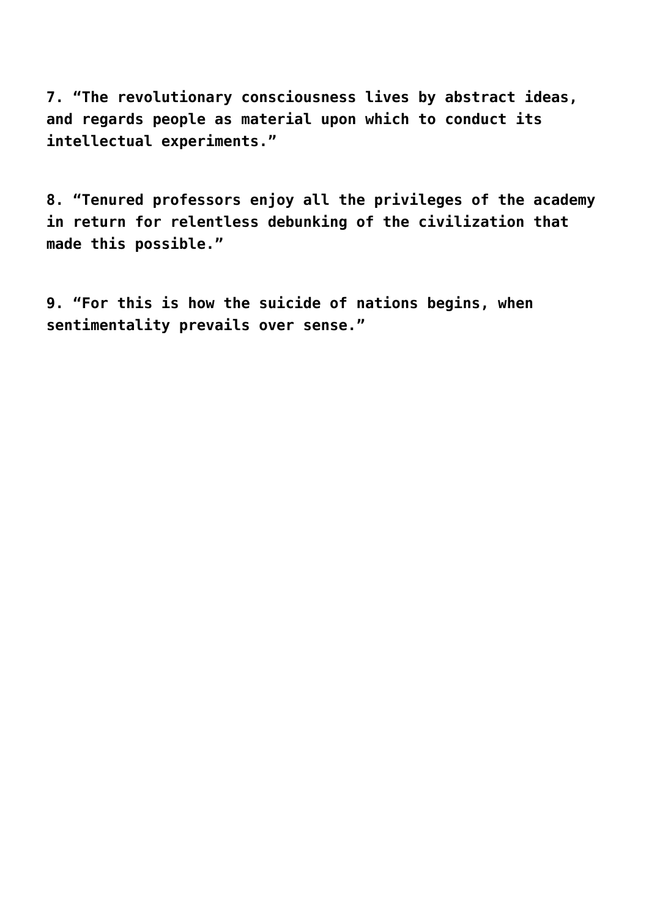**7. “The revolutionary consciousness lives by abstract ideas, and regards people as material upon which to conduct its intellectual experiments.”**

**8. “Tenured professors enjoy all the privileges of the academy in return for relentless debunking of the civilization that made this possible.”**

**9. “For this is how the suicide of nations begins, when sentimentality prevails over sense.”**